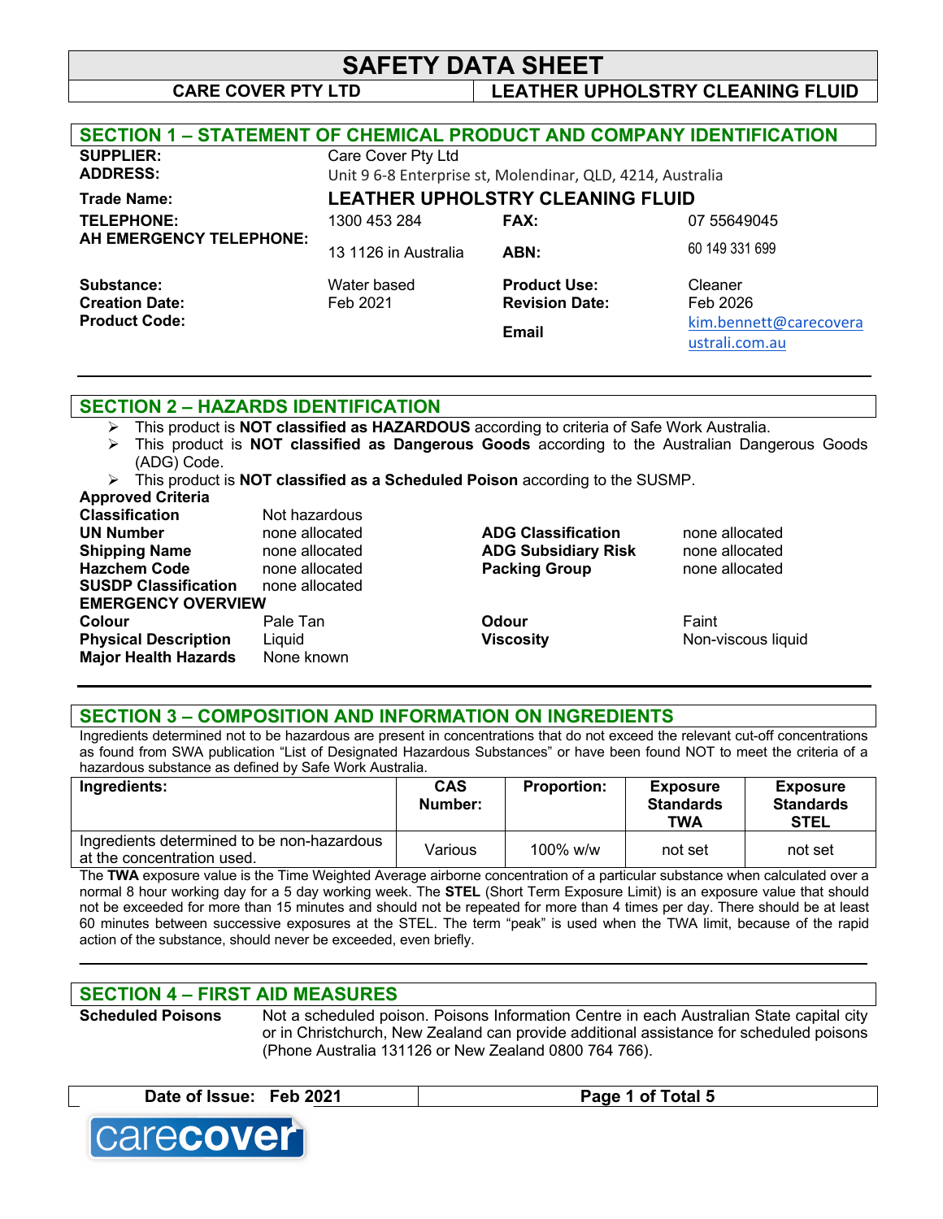# SAFETY DATA SHEET

**CARE COVER PTY LTD** | **LEATHER UPHOLSTRY CLEANING FLUID**

## SECTION 1 – STATEMENT OF CHEMICAL PRODUCT AND COMPANY IDENTIFICATION

| | | | |
|---|---|---|---|
| **SUPPLIER:** | Care Cover Pty Ltd | | |
| **ADDRESS:** | Unit 9 6-8 Enterprise st, Molendinar, QLD, 4214, Australia | | |
| **Trade Name:** | **LEATHER UPHOLSTRY CLEANING FLUID** | | |
| **TELEPHONE:** | 1300 453 284 | **FAX:** | 07 55649045 |
| **AH EMERGENCY TELEPHONE:** | 13 1126 in Australia | **ABN:** | 60 149 331 699 |
| **Substance:** | Water based | **Product Use:** | Cleaner |
| **Creation Date:** | Feb 2021 | **Revision Date:** | Feb 2026 |
| **Product Code:** | | **Email** | kim.bennett@carecoveraustrali.com.au |

## SECTION 2 – HAZARDS IDENTIFICATION

- This product is **NOT classified as HAZARDOUS** according to criteria of Safe Work Australia.
- This product is **NOT classified as Dangerous Goods** according to the Australian Dangerous Goods (ADG) Code.
- This product is **NOT classified as a Scheduled Poison** according to the SUSMP.

**Approved Criteria**

| | | | |
|---|---|---|---|
| **Classification** | Not hazardous | | |
| **UN Number** | none allocated | **ADG Classification** | none allocated |
| **Shipping Name** | none allocated | **ADG Subsidiary Risk** | none allocated |
| **Hazchem Code** | none allocated | **Packing Group** | none allocated |
| **SUSDP Classification** | none allocated | | |

**EMERGENCY OVERVIEW**

| | | | |
|---|---|---|---|
| **Colour** | Pale Tan | **Odour** | Faint |
| **Physical Description** | Liquid | **Viscosity** | Non-viscous liquid |
| **Major Health Hazards** | None known | | |

## SECTION 3 – COMPOSITION AND INFORMATION ON INGREDIENTS

Ingredients determined not to be hazardous are present in concentrations that do not exceed the relevant cut-off concentrations as found from SWA publication "List of Designated Hazardous Substances" or have been found NOT to meet the criteria of a hazardous substance as defined by Safe Work Australia.

| Ingredients: | CAS Number: | Proportion: | Exposure Standards TWA | Exposure Standards STEL |
|---|---|---|---|---|
| Ingredients determined to be non-hazardous at the concentration used. | Various | 100% w/w | not set | not set |

The **TWA** exposure value is the Time Weighted Average airborne concentration of a particular substance when calculated over a normal 8 hour working day for a 5 day working week. The **STEL** (Short Term Exposure Limit) is an exposure value that should not be exceeded for more than 15 minutes and should not be repeated for more than 4 times per day. There should be at least 60 minutes between successive exposures at the STEL. The term "peak" is used when the TWA limit, because of the rapid action of the substance, should never be exceeded, even briefly.

## SECTION 4 – FIRST AID MEASURES

**Scheduled Poisons** — Not a scheduled poison. Poisons Information Centre in each Australian State capital city or in Christchurch, New Zealand can provide additional assistance for scheduled poisons (Phone Australia 131126 or New Zealand 0800 764 766).

**Date of Issue:** Feb 2021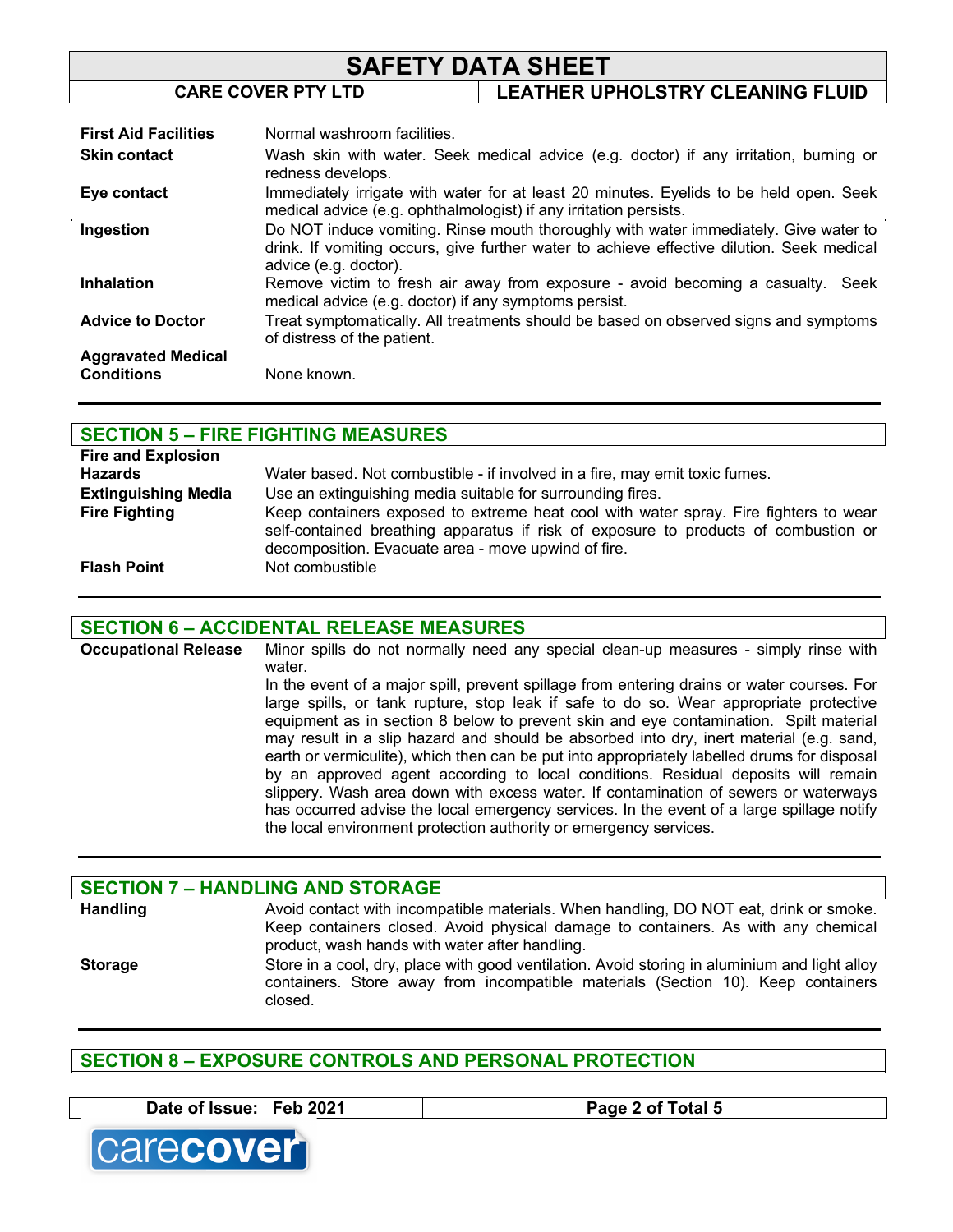| | |
|---|---|
| **First Aid Facilities** | Normal washroom facilities. |
| **Skin contact** | Wash skin with water. Seek medical advice (e.g. doctor) if any irritation, burning or redness develops. |
| **Eye contact** | Immediately irrigate with water for at least 20 minutes. Eyelids to be held open. Seek medical advice (e.g. ophthalmologist) if any irritation persists. |
| **Ingestion** | Do NOT induce vomiting. Rinse mouth thoroughly with water immediately. Give water to drink. If vomiting occurs, give further water to achieve effective dilution. Seek medical advice (e.g. doctor). |
| **Inhalation** | Remove victim to fresh air away from exposure - avoid becoming a casualty. Seek medical advice (e.g. doctor) if any symptoms persist. |
| **Advice to Doctor** | Treat symptomatically. All treatments should be based on observed signs and symptoms of distress of the patient. |
| **Aggravated Medical Conditions** | None known. |

## SECTION 5 – FIRE FIGHTING MEASURES

| | |
|---|---|
| **Fire and Explosion Hazards** | Water based. Not combustible - if involved in a fire, may emit toxic fumes. |
| **Extinguishing Media** | Use an extinguishing media suitable for surrounding fires. |
| **Fire Fighting** | Keep containers exposed to extreme heat cool with water spray. Fire fighters to wear self-contained breathing apparatus if risk of exposure to products of combustion or decomposition. Evacuate area - move upwind of fire. |
| **Flash Point** | Not combustible |

## SECTION 6 – ACCIDENTAL RELEASE MEASURES

**Occupational Release**

Minor spills do not normally need any special clean-up measures - simply rinse with water.

In the event of a major spill, prevent spillage from entering drains or water courses. For large spills, or tank rupture, stop leak if safe to do so. Wear appropriate protective equipment as in section 8 below to prevent skin and eye contamination. Spilt material may result in a slip hazard and should be absorbed into dry, inert material (e.g. sand, earth or vermiculite), which then can be put into appropriately labelled drums for disposal by an approved agent according to local conditions. Residual deposits will remain slippery. Wash area down with excess water. If contamination of sewers or waterways has occurred advise the local emergency services. In the event of a large spillage notify the local environment protection authority or emergency services.

## SECTION 7 – HANDLING AND STORAGE

| | |
|---|---|
| **Handling** | Avoid contact with incompatible materials. When handling, DO NOT eat, drink or smoke. Keep containers closed. Avoid physical damage to containers. As with any chemical product, wash hands with water after handling. |
| **Storage** | Store in a cool, dry, place with good ventilation. Avoid storing in aluminium and light alloy containers. Store away from incompatible materials (Section 10). Keep containers closed. |

## SECTION 8 – EXPOSURE CONTROLS AND PERSONAL PROTECTION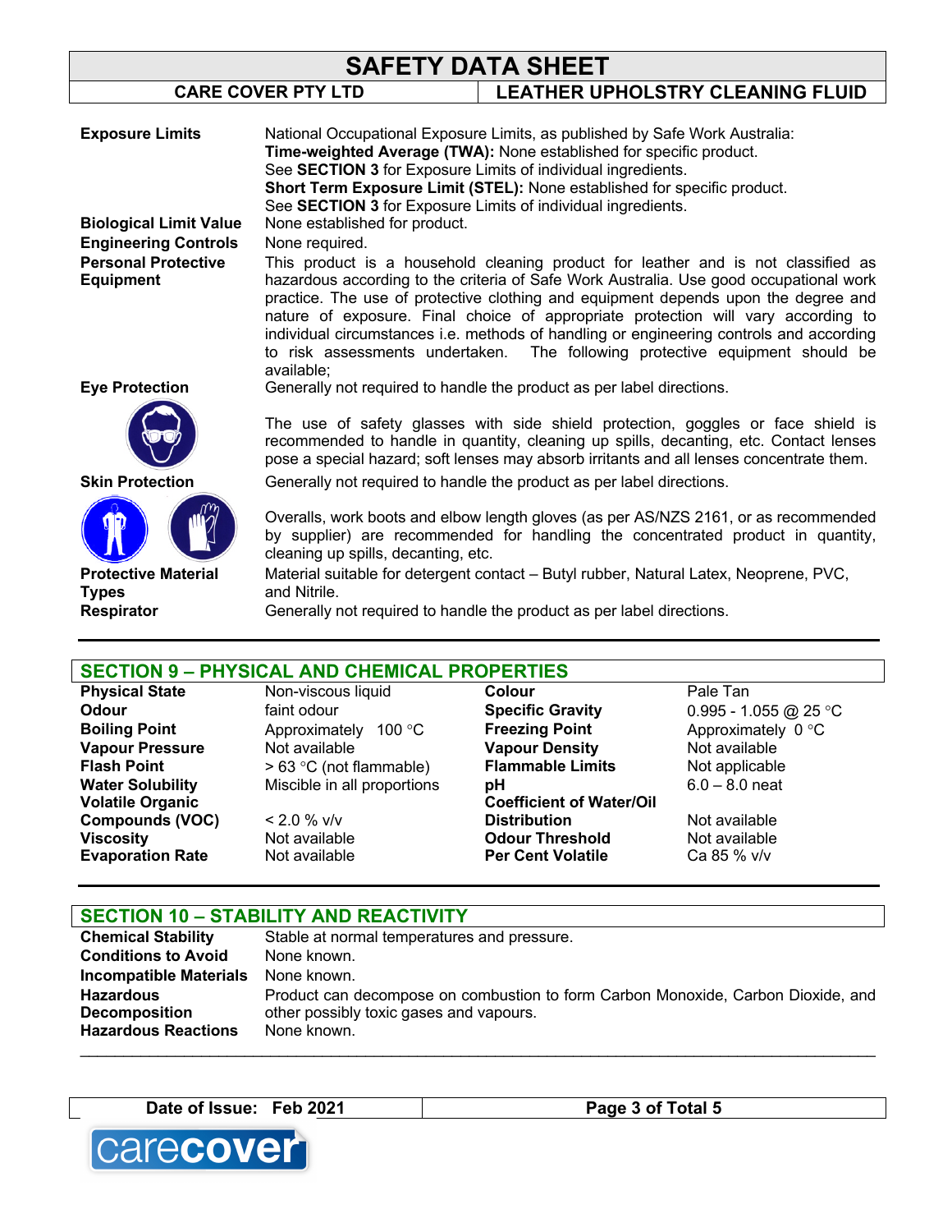| | |
|---|---|
| **Exposure Limits** | National Occupational Exposure Limits, as published by Safe Work Australia: **Time-weighted Average (TWA):** None established for specific product. See **SECTION 3** for Exposure Limits of individual ingredients. **Short Term Exposure Limit (STEL):** None established for specific product. See **SECTION 3** for Exposure Limits of individual ingredients. |
| **Biological Limit Value** | None established for product. |
| **Engineering Controls** | None required. |
| **Personal Protective Equipment** | This product is a household cleaning product for leather and is not classified as hazardous according to the criteria of Safe Work Australia. Use good occupational work practice. The use of protective clothing and equipment depends upon the degree and nature of exposure. Final choice of appropriate protection will vary according to individual circumstances i.e. methods of handling or engineering controls and according to risk assessments undertaken. The following protective equipment should be available; |
| **Eye Protection** | Generally not required to handle the product as per label directions. The use of safety glasses with side shield protection, goggles or face shield is recommended to handle in quantity, cleaning up spills, decanting, etc. Contact lenses pose a special hazard; soft lenses may absorb irritants and all lenses concentrate them. |
| **Skin Protection** | Generally not required to handle the product as per label directions. Overalls, work boots and elbow length gloves (as per AS/NZS 2161, or as recommended by supplier) are recommended for handling the concentrated product in quantity, cleaning up spills, decanting, etc. |
| **Protective Material Types** | Material suitable for detergent contact – Butyl rubber, Natural Latex, Neoprene, PVC, and Nitrile. |
| **Respirator** | Generally not required to handle the product as per label directions. |

## SECTION 9 – PHYSICAL AND CHEMICAL PROPERTIES

| | | | |
|---|---|---|---|
| **Physical State** | Non-viscous liquid | **Colour** | Pale Tan |
| **Odour** | faint odour | **Specific Gravity** | 0.995 - 1.055 @ 25 °C |
| **Boiling Point** | Approximately 100 °C | **Freezing Point** | Approximately 0 °C |
| **Vapour Pressure** | Not available | **Vapour Density** | Not available |
| **Flash Point** | > 63 °C (not flammable) | **Flammable Limits** | Not applicable |
| **Water Solubility** | Miscible in all proportions | **pH** | 6.0 – 8.0 neat |
| **Volatile Organic Compounds (VOC)** | < 2.0 % v/v | **Coefficient of Water/Oil Distribution** | Not available |
| **Viscosity** | Not available | **Odour Threshold** | Not available |
| **Evaporation Rate** | Not available | **Per Cent Volatile** | Ca 85 % v/v |

## SECTION 10 – STABILITY AND REACTIVITY

| | |
|---|---|
| **Chemical Stability** | Stable at normal temperatures and pressure. |
| **Conditions to Avoid** | None known. |
| **Incompatible Materials** | None known. |
| **Hazardous Decomposition** | Product can decompose on combustion to form Carbon Monoxide, Carbon Dioxide, and other possibly toxic gases and vapours. |
| **Hazardous Reactions** | None known. |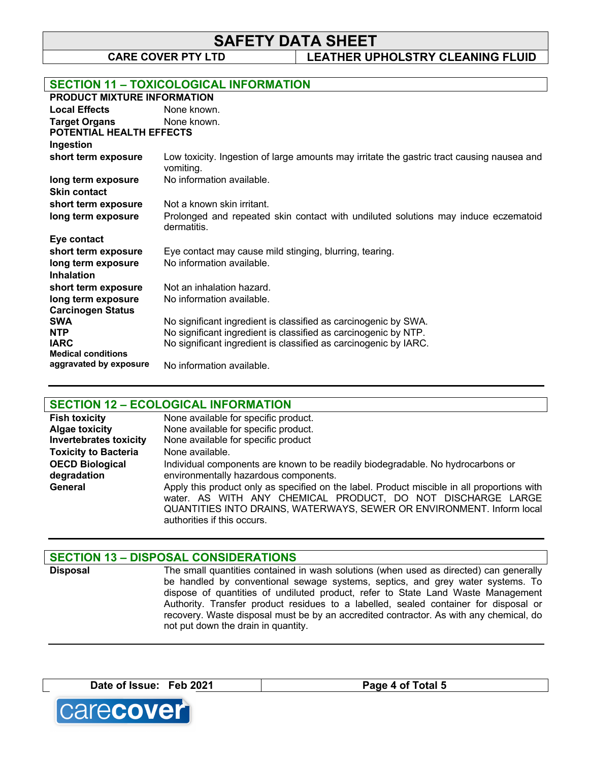## SECTION 11 – TOXICOLOGICAL INFORMATION

**PRODUCT MIXTURE INFORMATION**

| | |
|---|---|
| **Local Effects** | None known. |
| **Target Organs** | None known. |

**POTENTIAL HEALTH EFFECTS**

**Ingestion**

| | |
|---|---|
| **short term exposure** | Low toxicity. Ingestion of large amounts may irritate the gastric tract causing nausea and vomiting. |
| **long term exposure** | No information available. |

**Skin contact**

| | |
|---|---|
| **short term exposure** | Not a known skin irritant. |
| **long term exposure** | Prolonged and repeated skin contact with undiluted solutions may induce eczematoid dermatitis. |

**Eye contact**

| | |
|---|---|
| **short term exposure** | Eye contact may cause mild stinging, blurring, tearing. |
| **long term exposure** | No information available. |

**Inhalation**

| | |
|---|---|
| **short term exposure** | Not an inhalation hazard. |
| **long term exposure** | No information available. |

**Carcinogen Status**

| | |
|---|---|
| **SWA** | No significant ingredient is classified as carcinogenic by SWA. |
| **NTP** | No significant ingredient is classified as carcinogenic by NTP. |
| **IARC** | No significant ingredient is classified as carcinogenic by IARC. |
| **Medical conditions aggravated by exposure** | No information available. |

## SECTION 12 – ECOLOGICAL INFORMATION

| | |
|---|---|
| **Fish toxicity** | None available for specific product. |
| **Algae toxicity** | None available for specific product. |
| **Invertebrates toxicity** | None available for specific product |
| **Toxicity to Bacteria** | None available. |
| **OECD Biological degradation** | Individual components are known to be readily biodegradable. No hydrocarbons or environmentally hazardous components. |
| **General** | Apply this product only as specified on the label. Product miscible in all proportions with water. AS WITH ANY CHEMICAL PRODUCT, DO NOT DISCHARGE LARGE QUANTITIES INTO DRAINS, WATERWAYS, SEWER OR ENVIRONMENT. Inform local authorities if this occurs. |

## SECTION 13 – DISPOSAL CONSIDERATIONS

| | |
|---|---|
| **Disposal** | The small quantities contained in wash solutions (when used as directed) can generally be handled by conventional sewage systems, septics, and grey water systems. To dispose of quantities of undiluted product, refer to State Land Waste Management Authority. Transfer product residues to a labelled, sealed container for disposal or recovery. Waste disposal must be by an accredited contractor. As with any chemical, do not put down the drain in quantity. |

**Date of Issue:** Feb 2021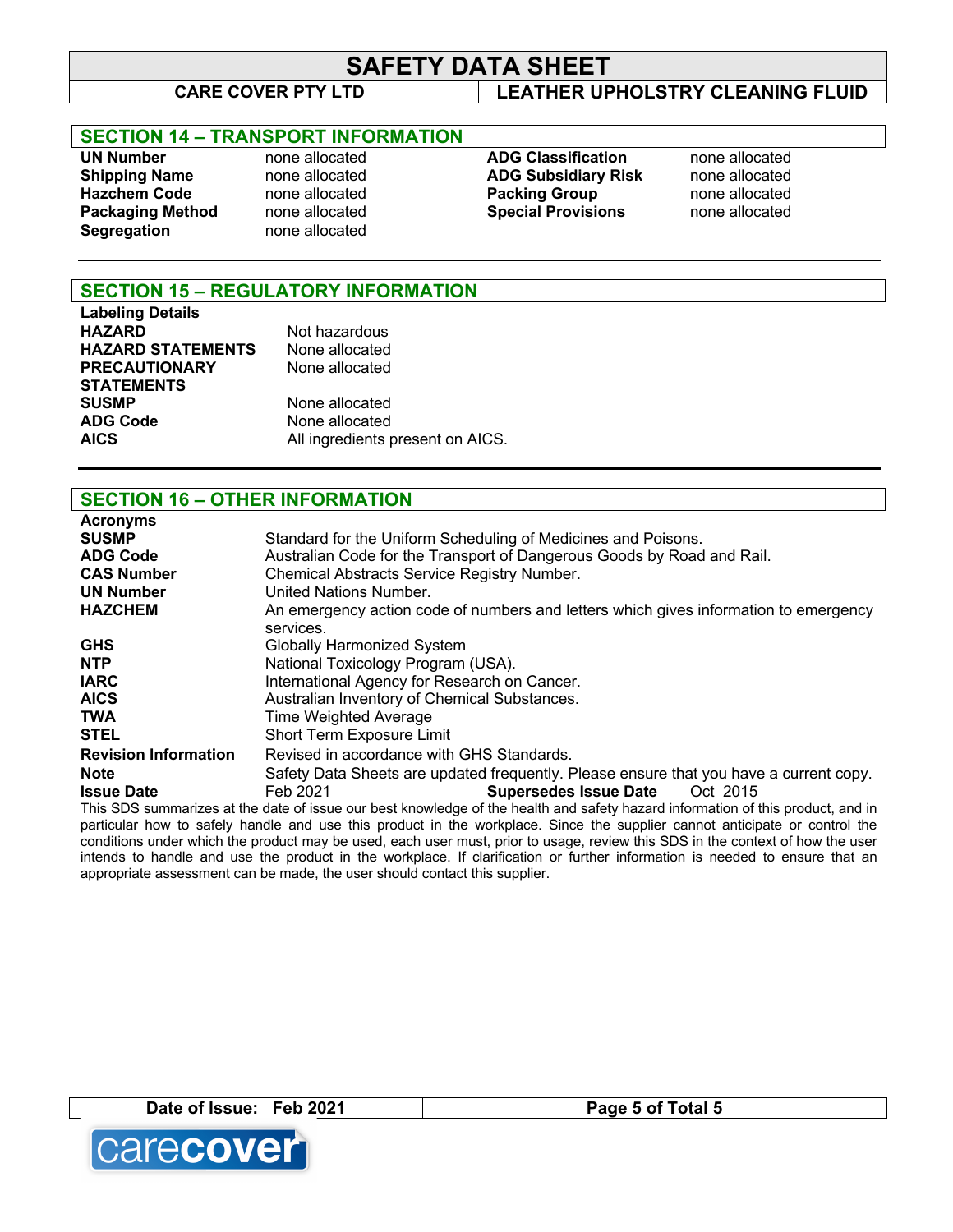## SECTION 14 – TRANSPORT INFORMATION

| | | | |
|---|---|---|---|
| **UN Number** | none allocated | **ADG Classification** | none allocated |
| **Shipping Name** | none allocated | **ADG Subsidiary Risk** | none allocated |
| **Hazchem Code** | none allocated | **Packing Group** | none allocated |
| **Packaging Method** | none allocated | **Special Provisions** | none allocated |
| **Segregation** | none allocated | | |

## SECTION 15 – REGULATORY INFORMATION

**Labeling Details**

| | |
|---|---|
| **HAZARD** | Not hazardous |
| **HAZARD STATEMENTS** | None allocated |
| **PRECAUTIONARY STATEMENTS** | None allocated |
| **SUSMP** | None allocated |
| **ADG Code** | None allocated |
| **AICS** | All ingredients present on AICS. |

## SECTION 16 – OTHER INFORMATION

**Acronyms**

| | |
|---|---|
| **SUSMP** | Standard for the Uniform Scheduling of Medicines and Poisons. |
| **ADG Code** | Australian Code for the Transport of Dangerous Goods by Road and Rail. |
| **CAS Number** | Chemical Abstracts Service Registry Number. |
| **UN Number** | United Nations Number. |
| **HAZCHEM** | An emergency action code of numbers and letters which gives information to emergency services. |
| **GHS** | Globally Harmonized System |
| **NTP** | National Toxicology Program (USA). |
| **IARC** | International Agency for Research on Cancer. |
| **AICS** | Australian Inventory of Chemical Substances. |
| **TWA** | Time Weighted Average |
| **STEL** | Short Term Exposure Limit |
| **Revision Information** | Revised in accordance with GHS Standards. |
| **Note** | Safety Data Sheets are updated frequently. Please ensure that you have a current copy. |
| **Issue Date** | Feb 2021 &nbsp;&nbsp; **Supersedes Issue Date** &nbsp; Oct 2015 |

This SDS summarizes at the date of issue our best knowledge of the health and safety hazard information of this product, and in particular how to safely handle and use this product in the workplace. Since the supplier cannot anticipate or control the conditions under which the product may be used, each user must, prior to usage, review this SDS in the context of how the user intends to handle and use the product in the workplace. If clarification or further information is needed to ensure that an appropriate assessment can be made, the user should contact this supplier.